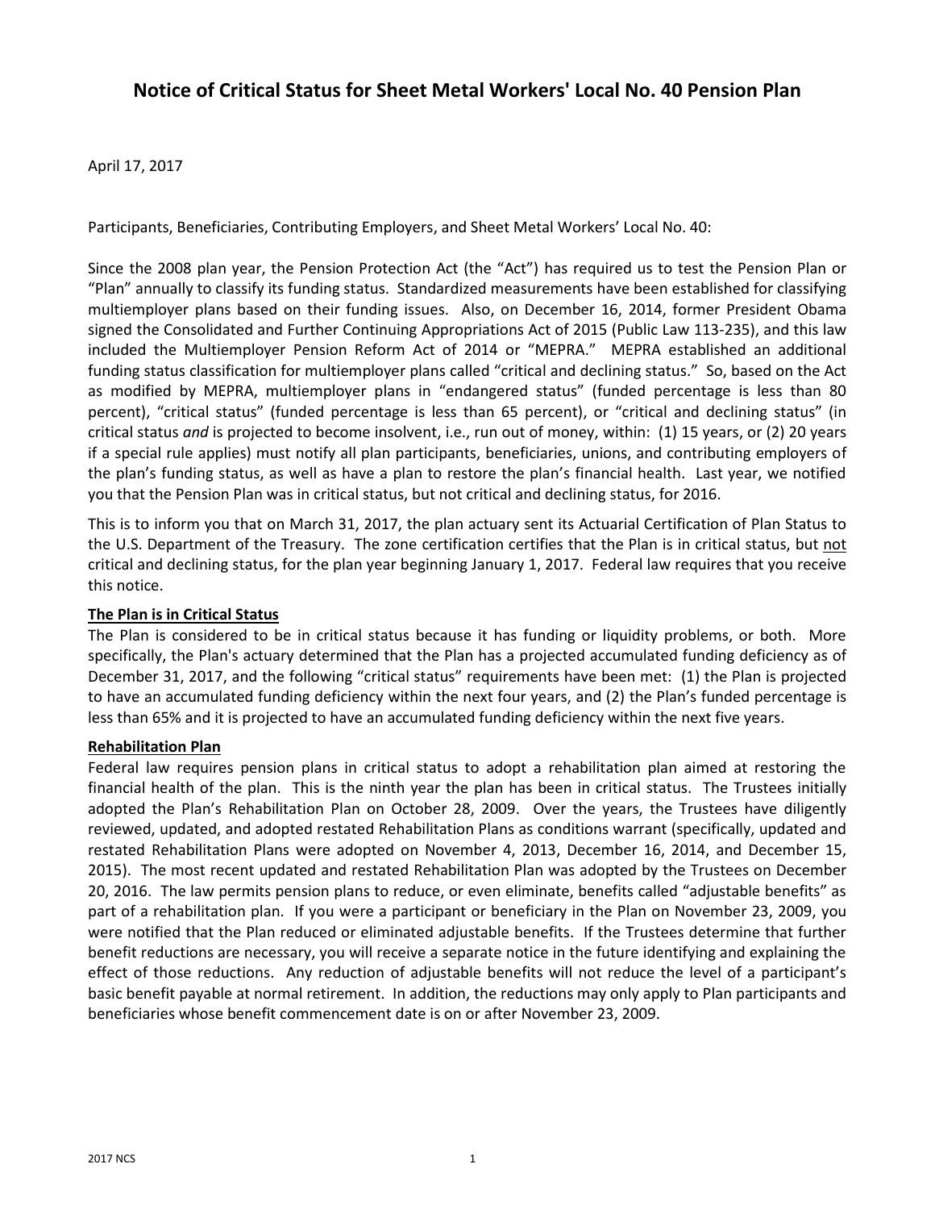# Notice of Critical Status for Sheet Metal Workers' Local No. 40 Pension Plan

April 17, 2017

Participants, Beneficiaries, Contributing Employers, and Sheet Metal Workers' Local No. 40:

Since the 2008 plan year, the Pension Protection Act (the "Act") has required us to test the Pension Plan or "Plan" annually to classify its funding status. Standardized measurements have been established for classifying multiemployer plans based on their funding issues. Also, on December 16, 2014, former President Obama signed the Consolidated and Further Continuing Appropriations Act of 2015 (Public Law 113-235), and this law included the Multiemployer Pension Reform Act of 2014 or "MEPRA." MEPRA established an additional funding status classification for multiemployer plans called "critical and declining status." So, based on the Act as modified by MEPRA, multiemployer plans in "endangered status" (funded percentage is less than 80 percent), "critical status" (funded percentage is less than 65 percent), or "critical and declining status" (in critical status *and* is projected to become insolvent, i.e., run out of money, within: (1) 15 years, or (2) 20 years if a special rule applies) must notify all plan participants, beneficiaries, unions, and contributing employers of the plan's funding status, as well as have a plan to restore the plan's financial health. Last year, we notified you that the Pension Plan was in critical status, but not critical and declining status, for 2016.

This is to inform you that on March 31, 2017, the plan actuary sent its Actuarial Certification of Plan Status to the U.S. Department of the Treasury. The zone certification certifies that the Plan is in critical status, but <u>not</u> critical and declining status, for the plan year beginning January 1, 2017. Federal law requires that you receive this notice.

**<u>The Plan is in Critical Status</u>**

The Plan is considered to be in critical status because it has funding or liquidity problems, or both. More specifically, the Plan's actuary determined that the Plan has a projected accumulated funding deficiency as of December 31, 2017, and the following "critical status" requirements have been met: (1) the Plan is projected to have an accumulated funding deficiency within the next four years, and (2) the Plan's funded percentage is less than 65% and it is projected to have an accumulated funding deficiency within the next five years.

**<u>Rehabilitation Plan</u>**

Federal law requires pension plans in critical status to adopt a rehabilitation plan aimed at restoring the financial health of the plan. This is the ninth year the plan has been in critical status. The Trustees initially adopted the Plan's Rehabilitation Plan on October 28, 2009. Over the years, the Trustees have diligently reviewed, updated, and adopted restated Rehabilitation Plans as conditions warrant (specifically, updated and restated Rehabilitation Plans were adopted on November 4, 2013, December 16, 2014, and December 15, 2015). The most recent updated and restated Rehabilitation Plan was adopted by the Trustees on December 20, 2016. The law permits pension plans to reduce, or even eliminate, benefits called "adjustable benefits" as part of a rehabilitation plan. If you were a participant or beneficiary in the Plan on November 23, 2009, you were notified that the Plan reduced or eliminated adjustable benefits. If the Trustees determine that further benefit reductions are necessary, you will receive a separate notice in the future identifying and explaining the effect of those reductions. Any reduction of adjustable benefits will not reduce the level of a participant's basic benefit payable at normal retirement. In addition, the reductions may only apply to Plan participants and beneficiaries whose benefit commencement date is on or after November 23, 2009.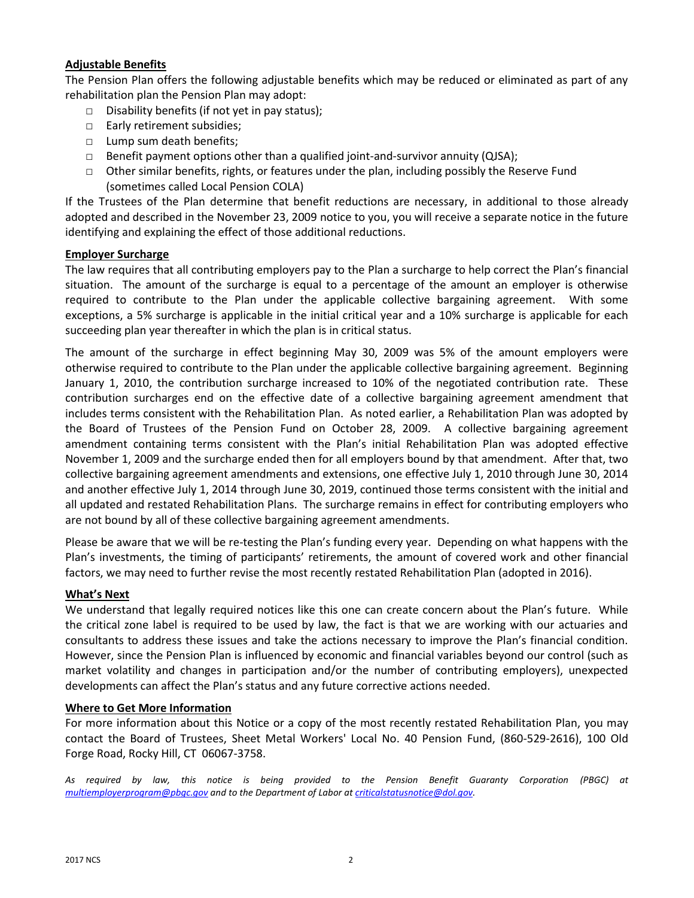**Adjustable Benefits**

The Pension Plan offers the following adjustable benefits which may be reduced or eliminated as part of any rehabilitation plan the Pension Plan may adopt:

- Disability benefits (if not yet in pay status);
- Early retirement subsidies;
- Lump sum death benefits;
- Benefit payment options other than a qualified joint-and-survivor annuity (QJSA);
- Other similar benefits, rights, or features under the plan, including possibly the Reserve Fund (sometimes called Local Pension COLA)

If the Trustees of the Plan determine that benefit reductions are necessary, in additional to those already adopted and described in the November 23, 2009 notice to you, you will receive a separate notice in the future identifying and explaining the effect of those additional reductions.

**Employer Surcharge**

The law requires that all contributing employers pay to the Plan a surcharge to help correct the Plan's financial situation. The amount of the surcharge is equal to a percentage of the amount an employer is otherwise required to contribute to the Plan under the applicable collective bargaining agreement. With some exceptions, a 5% surcharge is applicable in the initial critical year and a 10% surcharge is applicable for each succeeding plan year thereafter in which the plan is in critical status.

The amount of the surcharge in effect beginning May 30, 2009 was 5% of the amount employers were otherwise required to contribute to the Plan under the applicable collective bargaining agreement. Beginning January 1, 2010, the contribution surcharge increased to 10% of the negotiated contribution rate. These contribution surcharges end on the effective date of a collective bargaining agreement amendment that includes terms consistent with the Rehabilitation Plan. As noted earlier, a Rehabilitation Plan was adopted by the Board of Trustees of the Pension Fund on October 28, 2009. A collective bargaining agreement amendment containing terms consistent with the Plan's initial Rehabilitation Plan was adopted effective November 1, 2009 and the surcharge ended then for all employers bound by that amendment. After that, two collective bargaining agreement amendments and extensions, one effective July 1, 2010 through June 30, 2014 and another effective July 1, 2014 through June 30, 2019, continued those terms consistent with the initial and all updated and restated Rehabilitation Plans. The surcharge remains in effect for contributing employers who are not bound by all of these collective bargaining agreement amendments.

Please be aware that we will be re-testing the Plan's funding every year. Depending on what happens with the Plan's investments, the timing of participants' retirements, the amount of covered work and other financial factors, we may need to further revise the most recently restated Rehabilitation Plan (adopted in 2016).

**What's Next**

We understand that legally required notices like this one can create concern about the Plan's future. While the critical zone label is required to be used by law, the fact is that we are working with our actuaries and consultants to address these issues and take the actions necessary to improve the Plan's financial condition. However, since the Pension Plan is influenced by economic and financial variables beyond our control (such as market volatility and changes in participation and/or the number of contributing employers), unexpected developments can affect the Plan's status and any future corrective actions needed.

**Where to Get More Information**

For more information about this Notice or a copy of the most recently restated Rehabilitation Plan, you may contact the Board of Trustees, Sheet Metal Workers' Local No. 40 Pension Fund, (860-529-2616), 100 Old Forge Road, Rocky Hill, CT 06067-3758.

*As required by law, this notice is being provided to the Pension Benefit Guaranty Corporation (PBGC) at multiemployerprogram@pbgc.gov and to the Department of Labor at criticalstatusnotice@dol.gov.*